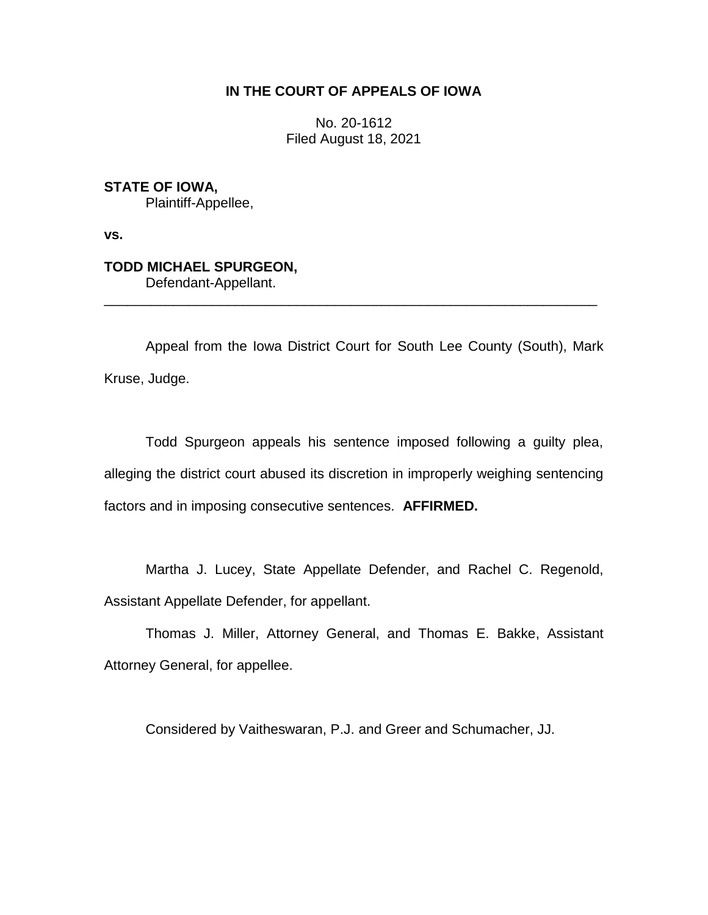**IN THE COURT OF APPEALS OF IOWA**

No. 20-1612
Filed August 18, 2021

**STATE OF IOWA,**
Plaintiff-Appellee,

**vs.**

**TODD MICHAEL SPURGEON,**
Defendant-Appellant.

---

Appeal from the Iowa District Court for South Lee County (South), Mark Kruse, Judge.

Todd Spurgeon appeals his sentence imposed following a guilty plea, alleging the district court abused its discretion in improperly weighing sentencing factors and in imposing consecutive sentences. **AFFIRMED.**

Martha J. Lucey, State Appellate Defender, and Rachel C. Regenold, Assistant Appellate Defender, for appellant.

Thomas J. Miller, Attorney General, and Thomas E. Bakke, Assistant Attorney General, for appellee.

Considered by Vaitheswaran, P.J. and Greer and Schumacher, JJ.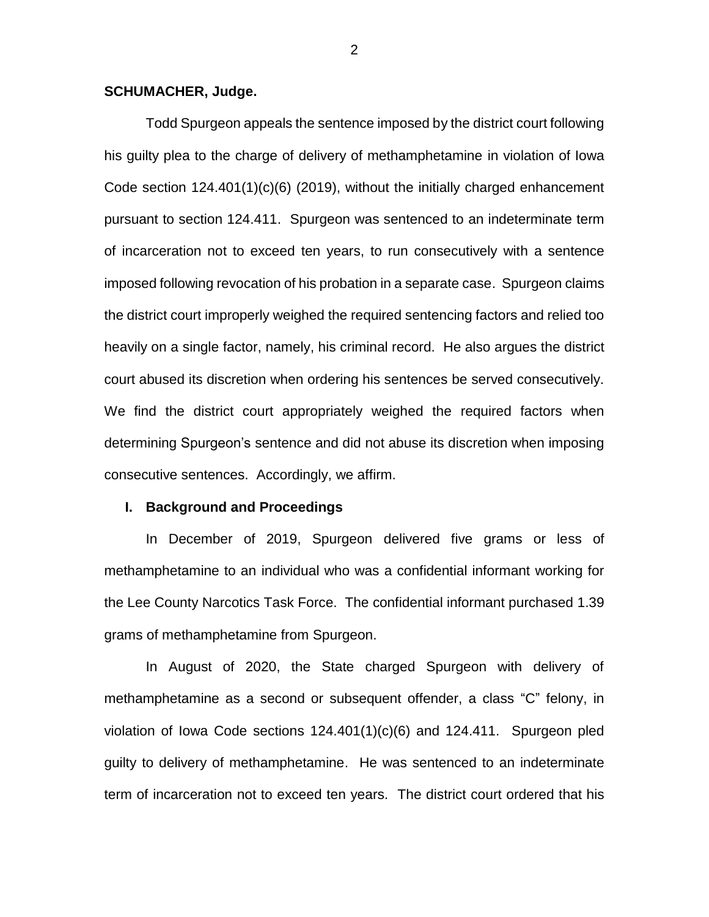**SCHUMACHER, Judge.**

Todd Spurgeon appeals the sentence imposed by the district court following his guilty plea to the charge of delivery of methamphetamine in violation of Iowa Code section 124.401(1)(c)(6) (2019), without the initially charged enhancement pursuant to section 124.411. Spurgeon was sentenced to an indeterminate term of incarceration not to exceed ten years, to run consecutively with a sentence imposed following revocation of his probation in a separate case. Spurgeon claims the district court improperly weighed the required sentencing factors and relied too heavily on a single factor, namely, his criminal record. He also argues the district court abused its discretion when ordering his sentences be served consecutively. We find the district court appropriately weighed the required factors when determining Spurgeon's sentence and did not abuse its discretion when imposing consecutive sentences. Accordingly, we affirm.

## I. Background and Proceedings

In December of 2019, Spurgeon delivered five grams or less of methamphetamine to an individual who was a confidential informant working for the Lee County Narcotics Task Force. The confidential informant purchased 1.39 grams of methamphetamine from Spurgeon.

In August of 2020, the State charged Spurgeon with delivery of methamphetamine as a second or subsequent offender, a class "C" felony, in violation of Iowa Code sections 124.401(1)(c)(6) and 124.411. Spurgeon pled guilty to delivery of methamphetamine. He was sentenced to an indeterminate term of incarceration not to exceed ten years. The district court ordered that his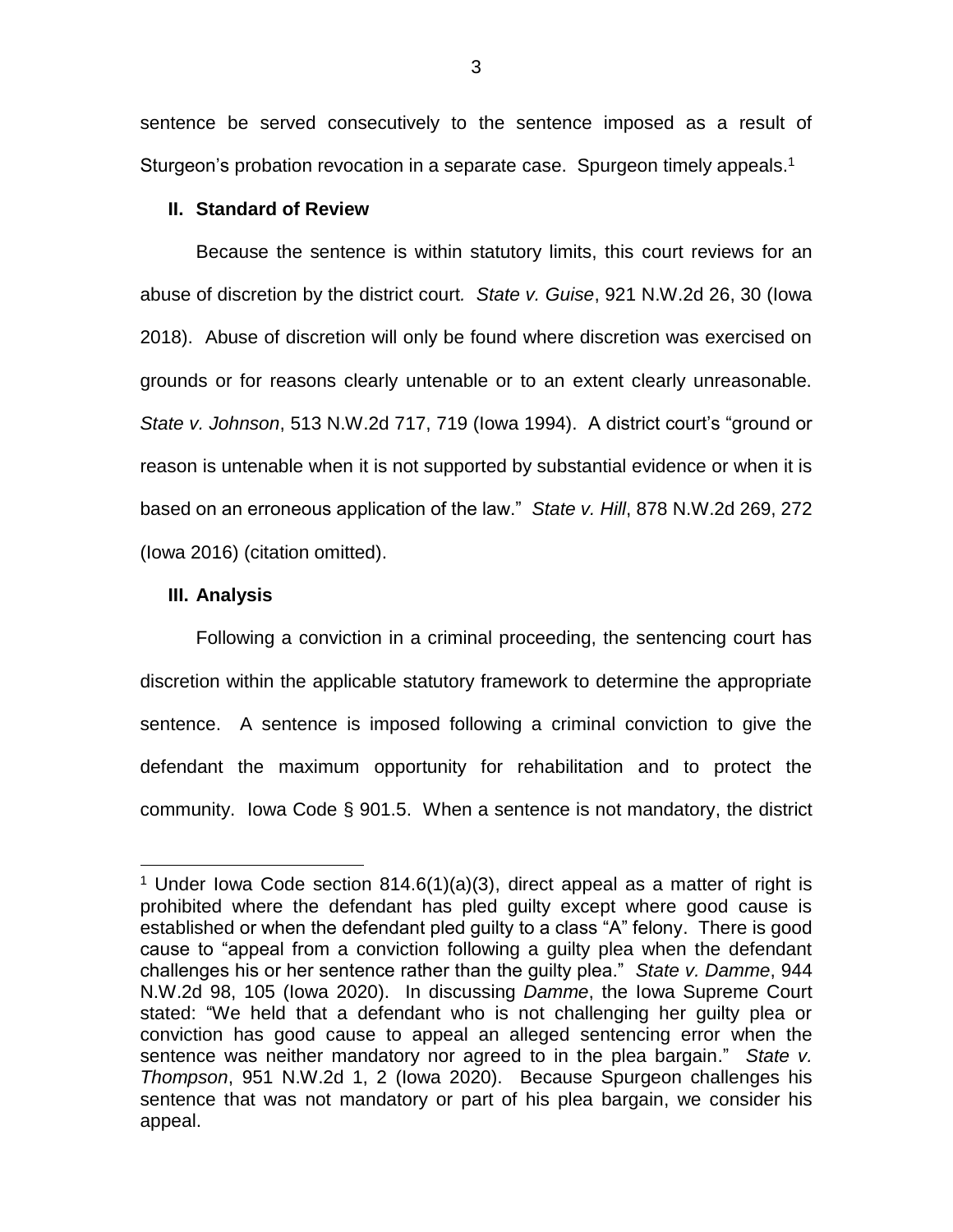sentence be served consecutively to the sentence imposed as a result of Sturgeon's probation revocation in a separate case. Spurgeon timely appeals.[1]

## II. Standard of Review

Because the sentence is within statutory limits, this court reviews for an abuse of discretion by the district court. *State v. Guise*, 921 N.W.2d 26, 30 (Iowa 2018). Abuse of discretion will only be found where discretion was exercised on grounds or for reasons clearly untenable or to an extent clearly unreasonable. *State v. Johnson*, 513 N.W.2d 717, 719 (Iowa 1994). A district court's "ground or reason is untenable when it is not supported by substantial evidence or when it is based on an erroneous application of the law." *State v. Hill*, 878 N.W.2d 269, 272 (Iowa 2016) (citation omitted).

## III. Analysis

Following a conviction in a criminal proceeding, the sentencing court has discretion within the applicable statutory framework to determine the appropriate sentence. A sentence is imposed following a criminal conviction to give the defendant the maximum opportunity for rehabilitation and to protect the community. Iowa Code § 901.5. When a sentence is not mandatory, the district

---

[1] Under Iowa Code section 814.6(1)(a)(3), direct appeal as a matter of right is prohibited where the defendant has pled guilty except where good cause is established or when the defendant pled guilty to a class "A" felony. There is good cause to "appeal from a conviction following a guilty plea when the defendant challenges his or her sentence rather than the guilty plea." *State v. Damme*, 944 N.W.2d 98, 105 (Iowa 2020). In discussing *Damme*, the Iowa Supreme Court stated: "We held that a defendant who is not challenging her guilty plea or conviction has good cause to appeal an alleged sentencing error when the sentence was neither mandatory nor agreed to in the plea bargain." *State v. Thompson*, 951 N.W.2d 1, 2 (Iowa 2020). Because Spurgeon challenges his sentence that was not mandatory or part of his plea bargain, we consider his appeal.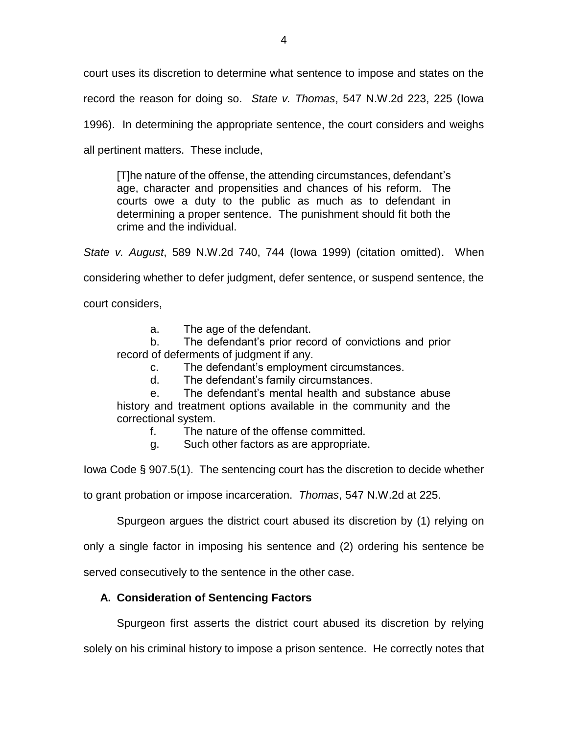court uses its discretion to determine what sentence to impose and states on the record the reason for doing so. *State v. Thomas*, 547 N.W.2d 223, 225 (Iowa 1996). In determining the appropriate sentence, the court considers and weighs all pertinent matters. These include,

> [T]he nature of the offense, the attending circumstances, defendant's age, character and propensities and chances of his reform. The courts owe a duty to the public as much as to defendant in determining a proper sentence. The punishment should fit both the crime and the individual.

*State v. August*, 589 N.W.2d 740, 744 (Iowa 1999) (citation omitted). When considering whether to defer judgment, defer sentence, or suspend sentence, the court considers,

> a. The age of the defendant.
>
> b. The defendant's prior record of convictions and prior record of deferments of judgment if any.
>
> c. The defendant's employment circumstances.
>
> d. The defendant's family circumstances.
>
> e. The defendant's mental health and substance abuse history and treatment options available in the community and the correctional system.
>
> f. The nature of the offense committed.
>
> g. Such other factors as are appropriate.

Iowa Code § 907.5(1). The sentencing court has the discretion to decide whether to grant probation or impose incarceration. *Thomas*, 547 N.W.2d at 225.

Spurgeon argues the district court abused its discretion by (1) relying on only a single factor in imposing his sentence and (2) ordering his sentence be served consecutively to the sentence in the other case.

### A. Consideration of Sentencing Factors

Spurgeon first asserts the district court abused its discretion by relying solely on his criminal history to impose a prison sentence. He correctly notes that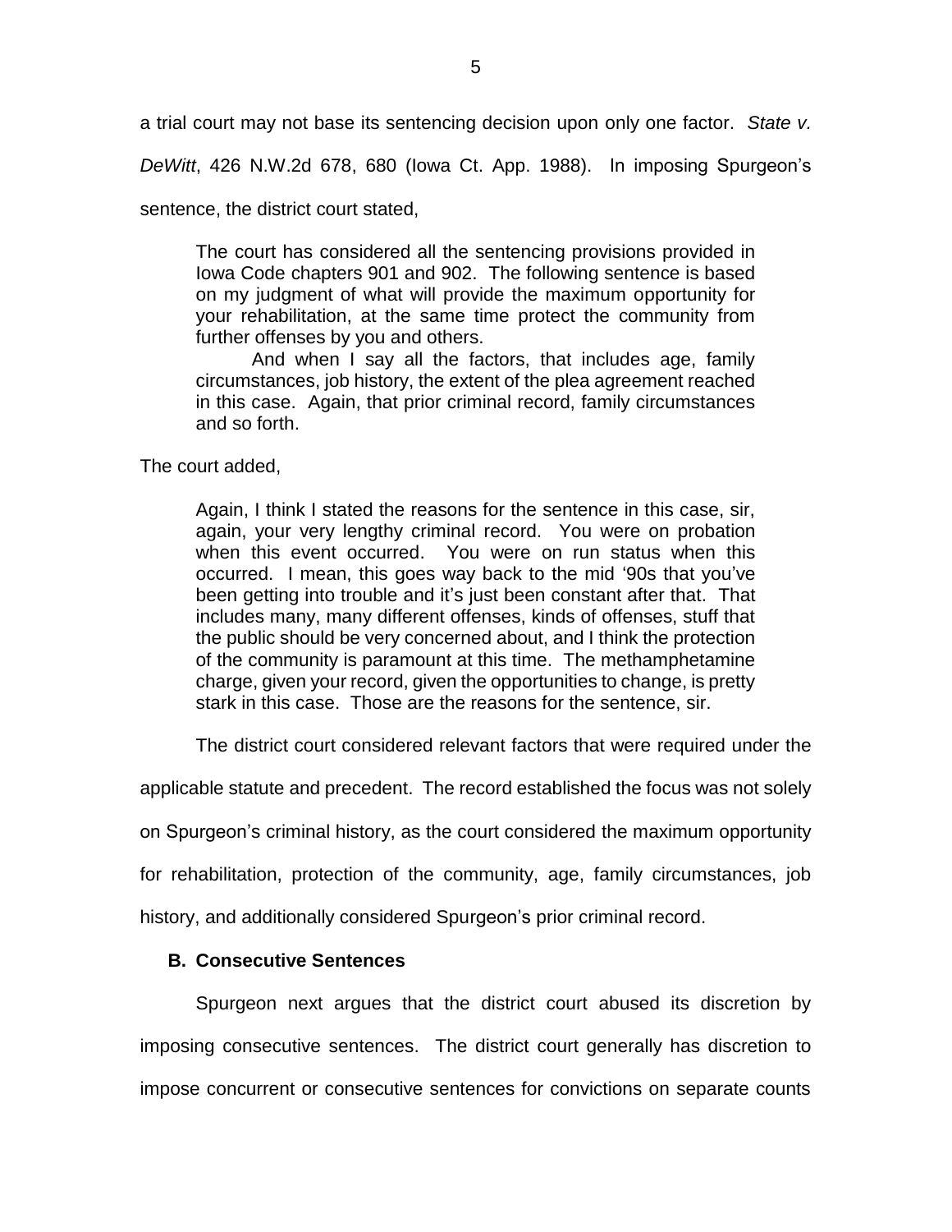a trial court may not base its sentencing decision upon only one factor. *State v. DeWitt*, 426 N.W.2d 678, 680 (Iowa Ct. App. 1988). In imposing Spurgeon's sentence, the district court stated,

> The court has considered all the sentencing provisions provided in Iowa Code chapters 901 and 902. The following sentence is based on my judgment of what will provide the maximum opportunity for your rehabilitation, at the same time protect the community from further offenses by you and others.
>
> And when I say all the factors, that includes age, family circumstances, job history, the extent of the plea agreement reached in this case. Again, that prior criminal record, family circumstances and so forth.

The court added,

> Again, I think I stated the reasons for the sentence in this case, sir, again, your very lengthy criminal record. You were on probation when this event occurred. You were on run status when this occurred. I mean, this goes way back to the mid '90s that you've been getting into trouble and it's just been constant after that. That includes many, many different offenses, kinds of offenses, stuff that the public should be very concerned about, and I think the protection of the community is paramount at this time. The methamphetamine charge, given your record, given the opportunities to change, is pretty stark in this case. Those are the reasons for the sentence, sir.

The district court considered relevant factors that were required under the applicable statute and precedent. The record established the focus was not solely on Spurgeon's criminal history, as the court considered the maximum opportunity for rehabilitation, protection of the community, age, family circumstances, job history, and additionally considered Spurgeon's prior criminal record.

### B. Consecutive Sentences

Spurgeon next argues that the district court abused its discretion by imposing consecutive sentences. The district court generally has discretion to impose concurrent or consecutive sentences for convictions on separate counts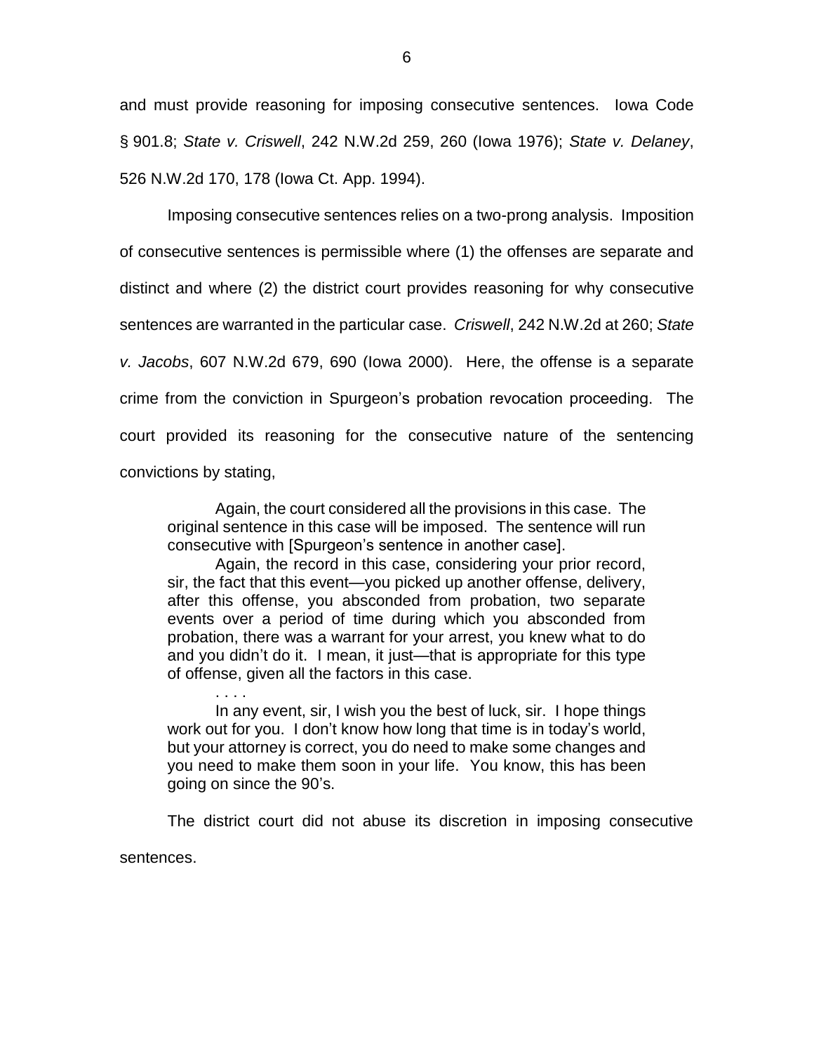and must provide reasoning for imposing consecutive sentences. Iowa Code § 901.8; *State v. Criswell*, 242 N.W.2d 259, 260 (Iowa 1976); *State v. Delaney*, 526 N.W.2d 170, 178 (Iowa Ct. App. 1994).

Imposing consecutive sentences relies on a two-prong analysis. Imposition of consecutive sentences is permissible where (1) the offenses are separate and distinct and where (2) the district court provides reasoning for why consecutive sentences are warranted in the particular case. *Criswell*, 242 N.W.2d at 260; *State v. Jacobs*, 607 N.W.2d 679, 690 (Iowa 2000). Here, the offense is a separate crime from the conviction in Spurgeon's probation revocation proceeding. The court provided its reasoning for the consecutive nature of the sentencing convictions by stating,

> Again, the court considered all the provisions in this case. The original sentence in this case will be imposed. The sentence will run consecutive with [Spurgeon's sentence in another case].
>
> Again, the record in this case, considering your prior record, sir, the fact that this event—you picked up another offense, delivery, after this offense, you absconded from probation, two separate events over a period of time during which you absconded from probation, there was a warrant for your arrest, you knew what to do and you didn't do it. I mean, it just—that is appropriate for this type of offense, given all the factors in this case.
>
> . . . .
>
> In any event, sir, I wish you the best of luck, sir. I hope things work out for you. I don't know how long that time is in today's world, but your attorney is correct, you do need to make some changes and you need to make them soon in your life. You know, this has been going on since the 90's.

The district court did not abuse its discretion in imposing consecutive sentences.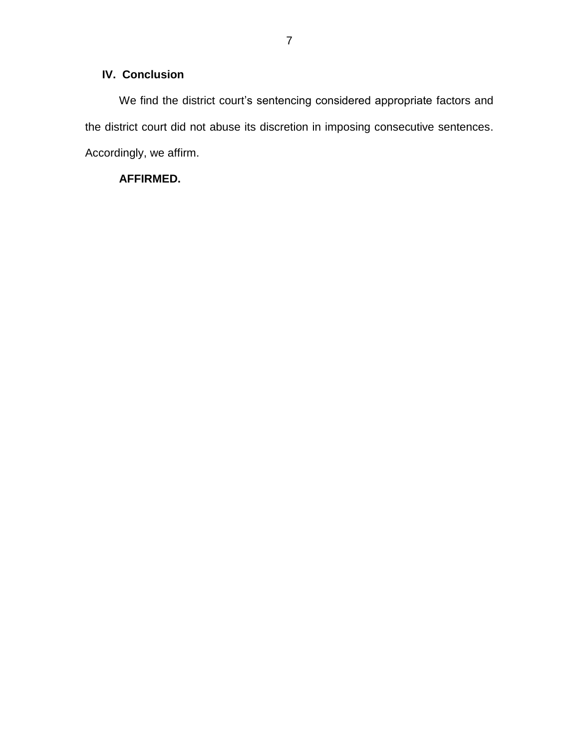## IV. Conclusion

We find the district court's sentencing considered appropriate factors and the district court did not abuse its discretion in imposing consecutive sentences. Accordingly, we affirm.

**AFFIRMED.**